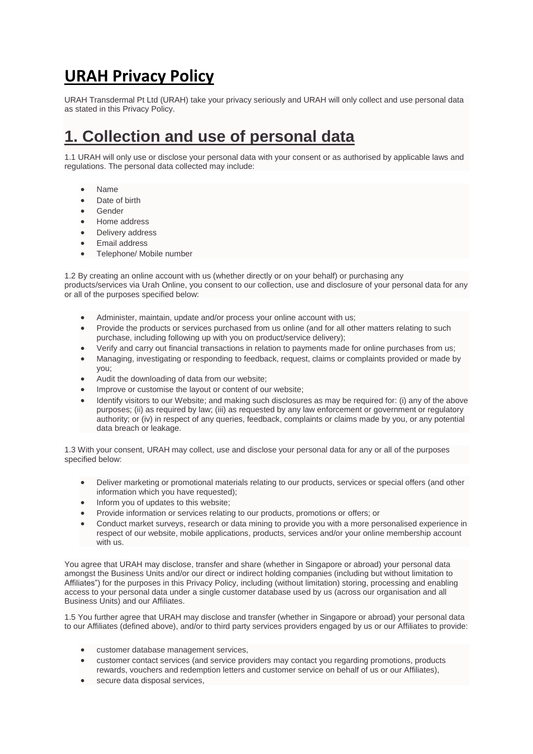# URAH Privacy Policy

URAH Transdermal Pt Ltd (URAH) take your privacy seriously and URAH will only collect and use personal data as stated in this Privacy Policy.

# 1. Collection and use of personal data

1.1 URAH will only use or disclose your personal data with your consent or as authorised by applicable laws and regulations. The personal data collected may include:

- Name
- Date of birth
- Gender
- Home address
- Delivery address
- Email address
- Telephone/ Mobile number

1.2 By creating an online account with us (whether directly or on your behalf) or purchasing any products/services via Urah Online, you consent to our collection, use and disclosure of your personal data for any or all of the purposes specified below:

- Administer, maintain, update and/or process your online account with us;
- Provide the products or services purchased from us online (and for all other matters relating to such purchase, including following up with you on product/service delivery);
- Verify and carry out financial transactions in relation to payments made for online purchases from us;
- Managing, investigating or responding to feedback, request, claims or complaints provided or made by you;
- Audit the downloading of data from our website;
- Improve or customise the layout or content of our website;
- Identify visitors to our Website; and making such disclosures as may be required for: (i) any of the above purposes; (ii) as required by law; (iii) as requested by any law enforcement or government or regulatory authority; or (iv) in respect of any queries, feedback, complaints or claims made by you, or any potential data breach or leakage.

1.3 With your consent, URAH may collect, use and disclose your personal data for any or all of the purposes specified below:

- Deliver marketing or promotional materials relating to our products, services or special offers (and other information which you have requested);
- Inform you of updates to this website;
- Provide information or services relating to our products, promotions or offers; or
- Conduct market surveys, research or data mining to provide you with a more personalised experience in respect of our website, mobile applications, products, services and/or your online membership account with us.

You agree that URAH may disclose, transfer and share (whether in Singapore or abroad) your personal data amongst the Business Units and/or our direct or indirect holding companies (including but without limitation to Affiliates") for the purposes in this Privacy Policy, including (without limitation) storing, processing and enabling access to your personal data under a single customer database used by us (across our organisation and all Business Units) and our Affiliates.

1.5 You further agree that URAH may disclose and transfer (whether in Singapore or abroad) your personal data to our Affiliates (defined above), and/or to third party services providers engaged by us or our Affiliates to provide:

- customer database management services,
- customer contact services (and service providers may contact you regarding promotions, products rewards, vouchers and redemption letters and customer service on behalf of us or our Affiliates),
- secure data disposal services,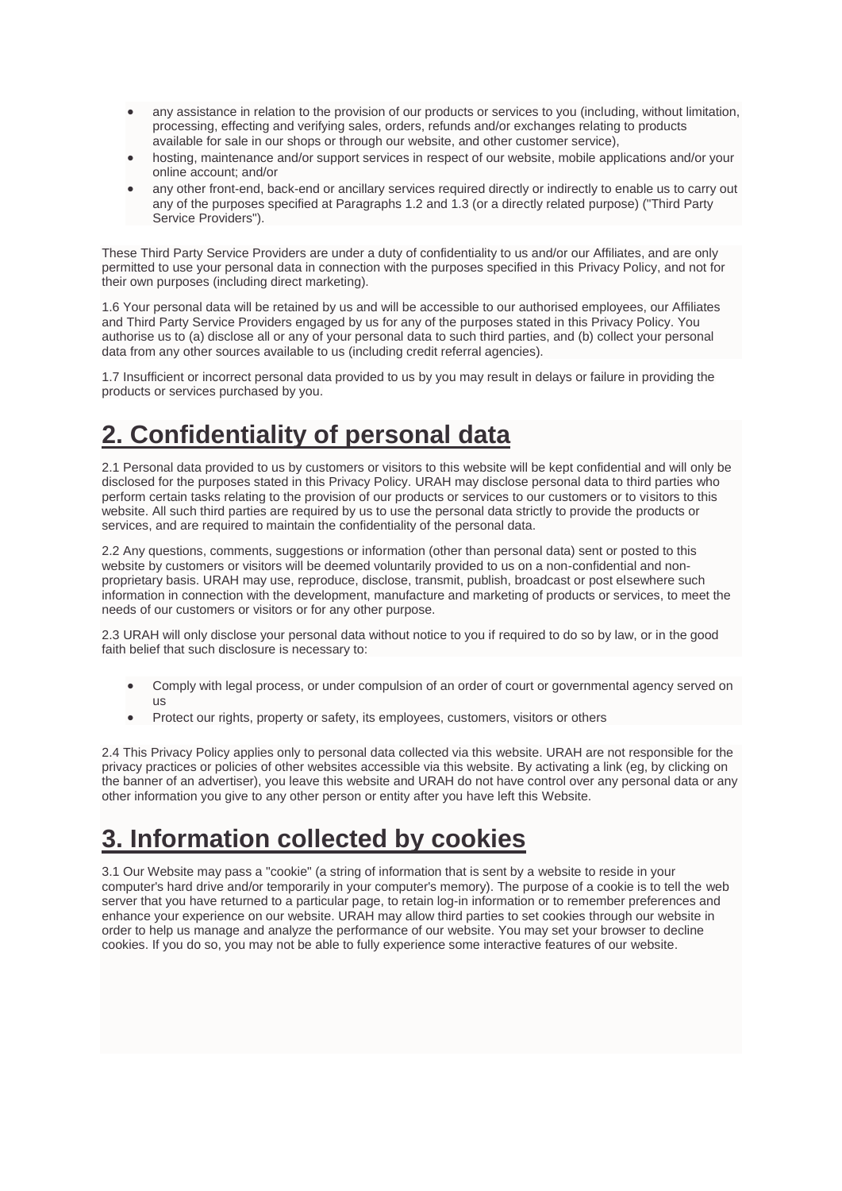- any assistance in relation to the provision of our products or services to you (including, without limitation, processing, effecting and verifying sales, orders, refunds and/or exchanges relating to products available for sale in our shops or through our website, and other customer service),
- hosting, maintenance and/or support services in respect of our website, mobile applications and/or your online account; and/or
- any other front-end, back-end or ancillary services required directly or indirectly to enable us to carry out any of the purposes specified at Paragraphs 1.2 and 1.3 (or a directly related purpose) ("Third Party Service Providers").

These Third Party Service Providers are under a duty of confidentiality to us and/or our Affiliates, and are only permitted to use your personal data in connection with the purposes specified in this Privacy Policy, and not for their own purposes (including direct marketing).

1.6 Your personal data will be retained by us and will be accessible to our authorised employees, our Affiliates and Third Party Service Providers engaged by us for any of the purposes stated in this Privacy Policy. You authorise us to (a) disclose all or any of your personal data to such third parties, and (b) collect your personal data from any other sources available to us (including credit referral agencies).

1.7 Insufficient or incorrect personal data provided to us by you may result in delays or failure in providing the products or services purchased by you.

# 2. Confidentiality of personal data

2.1 Personal data provided to us by customers or visitors to this website will be kept confidential and will only be disclosed for the purposes stated in this Privacy Policy. URAH may disclose personal data to third parties who perform certain tasks relating to the provision of our products or services to our customers or to visitors to this website. All such third parties are required by us to use the personal data strictly to provide the products or services, and are required to maintain the confidentiality of the personal data.

2.2 Any questions, comments, suggestions or information (other than personal data) sent or posted to this website by customers or visitors will be deemed voluntarily provided to us on a non-confidential and non-proprietary basis. URAH may use, reproduce, disclose, transmit, publish, broadcast or post elsewhere such information in connection with the development, manufacture and marketing of products or services, to meet the needs of our customers or visitors or for any other purpose.

2.3 URAH will only disclose your personal data without notice to you if required to do so by law, or in the good faith belief that such disclosure is necessary to:

- Comply with legal process, or under compulsion of an order of court or governmental agency served on us
- Protect our rights, property or safety, its employees, customers, visitors or others

2.4 This Privacy Policy applies only to personal data collected via this website. URAH are not responsible for the privacy practices or policies of other websites accessible via this website. By activating a link (eg, by clicking on the banner of an advertiser), you leave this website and URAH do not have control over any personal data or any other information you give to any other person or entity after you have left this Website.

# 3. Information collected by cookies

3.1 Our Website may pass a "cookie" (a string of information that is sent by a website to reside in your computer's hard drive and/or temporarily in your computer's memory). The purpose of a cookie is to tell the web server that you have returned to a particular page, to retain log-in information or to remember preferences and enhance your experience on our website. URAH may allow third parties to set cookies through our website in order to help us manage and analyze the performance of our website. You may set your browser to decline cookies. If you do so, you may not be able to fully experience some interactive features of our website.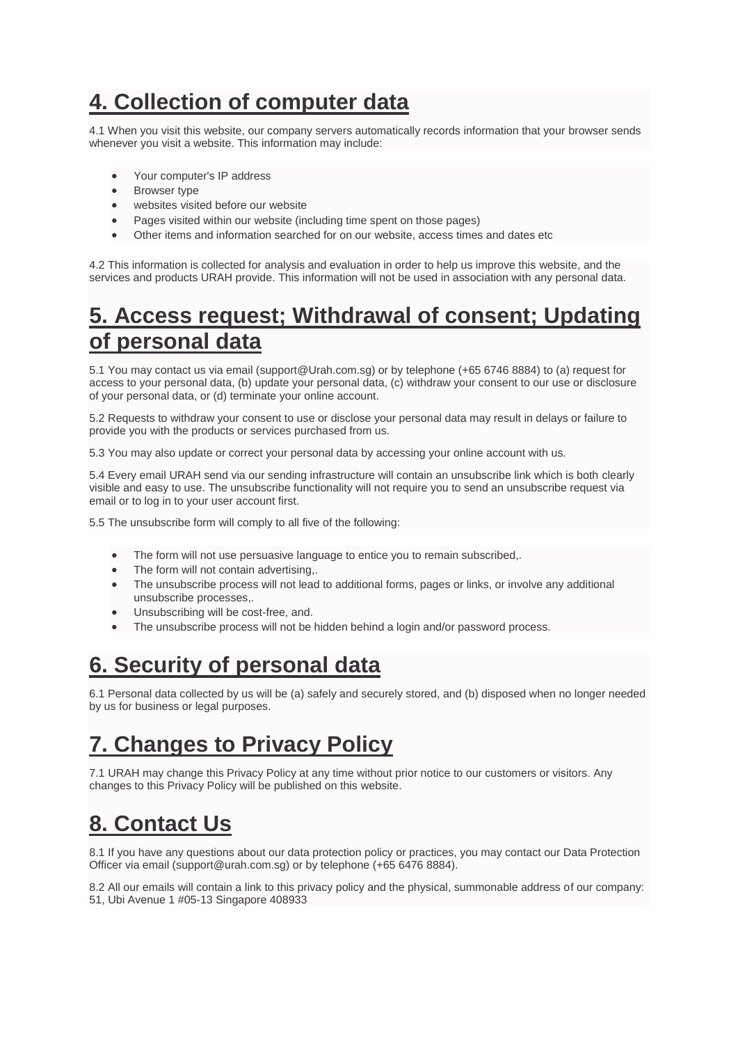## 4. Collection of computer data

4.1 When you visit this website, our company servers automatically records information that your browser sends whenever you visit a website. This information may include:

- Your computer's IP address
- Browser type
- websites visited before our website
- Pages visited within our website (including time spent on those pages)
- Other items and information searched for on our website, access times and dates etc

4.2 This information is collected for analysis and evaluation in order to help us improve this website, and the services and products URAH provide. This information will not be used in association with any personal data.

## 5. Access request; Withdrawal of consent; Updating of personal data

5.1 You may contact us via email (support@Urah.com.sg) or by telephone (+65 6746 8884) to (a) request for access to your personal data, (b) update your personal data, (c) withdraw your consent to our use or disclosure of your personal data, or (d) terminate your online account.

5.2 Requests to withdraw your consent to use or disclose your personal data may result in delays or failure to provide you with the products or services purchased from us.

5.3 You may also update or correct your personal data by accessing your online account with us.

5.4 Every email URAH send via our sending infrastructure will contain an unsubscribe link which is both clearly visible and easy to use. The unsubscribe functionality will not require you to send an unsubscribe request via email or to log in to your user account first.

5.5 The unsubscribe form will comply to all five of the following:

- The form will not use persuasive language to entice you to remain subscribed,.
- The form will not contain advertising,.
- The unsubscribe process will not lead to additional forms, pages or links, or involve any additional unsubscribe processes,.
- Unsubscribing will be cost-free, and.
- The unsubscribe process will not be hidden behind a login and/or password process.

## 6. Security of personal data

6.1 Personal data collected by us will be (a) safely and securely stored, and (b) disposed when no longer needed by us for business or legal purposes.

## 7. Changes to Privacy Policy

7.1 URAH may change this Privacy Policy at any time without prior notice to our customers or visitors. Any changes to this Privacy Policy will be published on this website.

## 8. Contact Us

8.1 If you have any questions about our data protection policy or practices, you may contact our Data Protection Officer via email (support@urah.com.sg) or by telephone (+65 6476 8884).

8.2 All our emails will contain a link to this privacy policy and the physical, summonable address of our company: 51, Ubi Avenue 1 #05-13 Singapore 408933